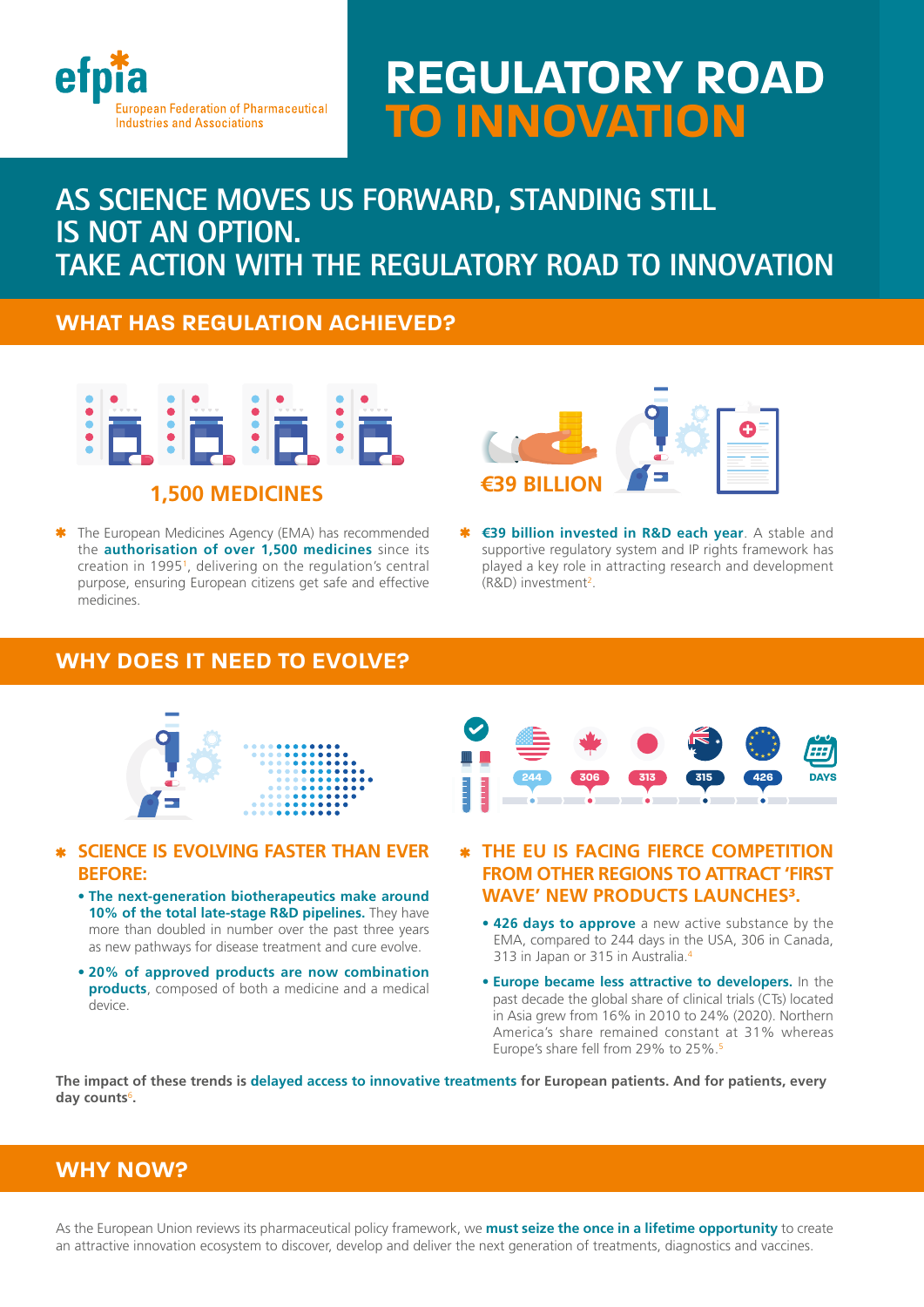efpia
European Federation of Pharmaceutical Industries and Associations

# REGULATORY ROAD TO INNOVATION

## AS SCIENCE MOVES US FORWARD, STANDING STILL IS NOT AN OPTION. TAKE ACTION WITH THE REGULATORY ROAD TO INNOVATION

## WHAT HAS REGULATION ACHIEVED?

**1,500 MEDICINES**

- The European Medicines Agency (EMA) has recommended the **authorisation of over 1,500 medicines** since its creation in 1995[1], delivering on the regulation's central purpose, ensuring European citizens get safe and effective medicines.

**€39 BILLION**

- **€39 billion invested in R&D each year**. A stable and supportive regulatory system and IP rights framework has played a key role in attracting research and development (R&D) investment[2].

## WHY DOES IT NEED TO EVOLVE?

### SCIENCE IS EVOLVING FASTER THAN EVER BEFORE:

- **The next-generation biotherapeutics make around 10% of the total late-stage R&D pipelines.** They have more than doubled in number over the past three years as new pathways for disease treatment and cure evolve.
- **20% of approved products are now combination products**, composed of both a medicine and a medical device.

244 | 306 | 313 | 315 | 426 | DAYS

### THE EU IS FACING FIERCE COMPETITION FROM OTHER REGIONS TO ATTRACT 'FIRST WAVE' NEW PRODUCTS LAUNCHES[3].

- **426 days to approve** a new active substance by the EMA, compared to 244 days in the USA, 306 in Canada, 313 in Japan or 315 in Australia.[4]
- **Europe became less attractive to developers.** In the past decade the global share of clinical trials (CTs) located in Asia grew from 16% in 2010 to 24% (2020). Northern America's share remained constant at 31% whereas Europe's share fell from 29% to 25%.[5]

**The impact of these trends is delayed access to innovative treatments for European patients. And for patients, every day counts**[6]**.**

## WHY NOW?

As the European Union reviews its pharmaceutical policy framework, we **must seize the once in a lifetime opportunity** to create an attractive innovation ecosystem to discover, develop and deliver the next generation of treatments, diagnostics and vaccines.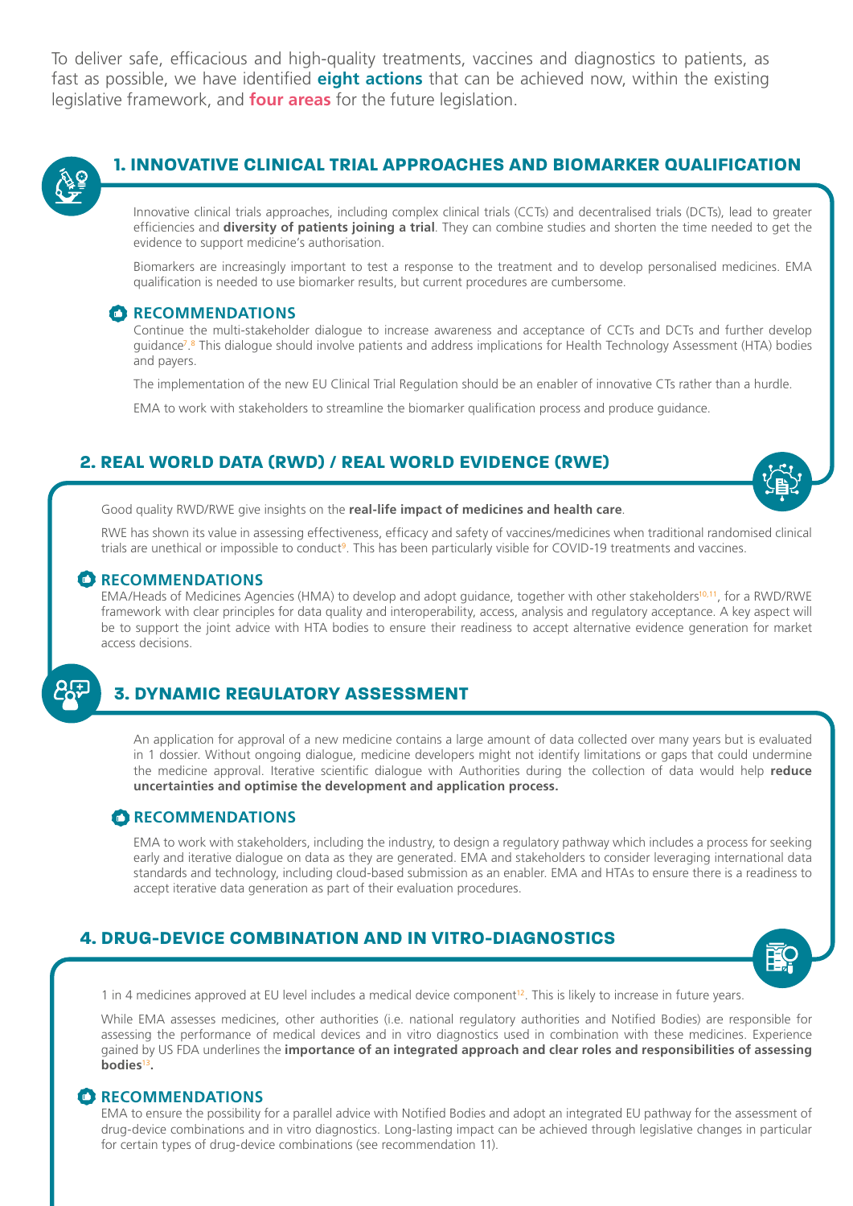To deliver safe, efficacious and high-quality treatments, vaccines and diagnostics to patients, as fast as possible, we have identified **eight actions** that can be achieved now, within the existing legislative framework, and **four areas** for the future legislation.

## 1. INNOVATIVE CLINICAL TRIAL APPROACHES AND BIOMARKER QUALIFICATION

Innovative clinical trials approaches, including complex clinical trials (CCTs) and decentralised trials (DCTs), lead to greater efficiencies and **diversity of patients joining a trial**. They can combine studies and shorten the time needed to get the evidence to support medicine's authorisation.

Biomarkers are increasingly important to test a response to the treatment and to develop personalised medicines. EMA qualification is needed to use biomarker results, but current procedures are cumbersome.

### RECOMMENDATIONS

Continue the multi-stakeholder dialogue to increase awareness and acceptance of CCTs and DCTs and further develop guidance[7,8] This dialogue should involve patients and address implications for Health Technology Assessment (HTA) bodies and payers.

The implementation of the new EU Clinical Trial Regulation should be an enabler of innovative CTs rather than a hurdle.

EMA to work with stakeholders to streamline the biomarker qualification process and produce guidance.

## 2. REAL WORLD DATA (RWD) / REAL WORLD EVIDENCE (RWE)

Good quality RWD/RWE give insights on the **real-life impact of medicines and health care**.

RWE has shown its value in assessing effectiveness, efficacy and safety of vaccines/medicines when traditional randomised clinical trials are unethical or impossible to conduct[9]. This has been particularly visible for COVID-19 treatments and vaccines.

### RECOMMENDATIONS

EMA/Heads of Medicines Agencies (HMA) to develop and adopt guidance, together with other stakeholders[10,11], for a RWD/RWE framework with clear principles for data quality and interoperability, access, analysis and regulatory acceptance. A key aspect will be to support the joint advice with HTA bodies to ensure their readiness to accept alternative evidence generation for market access decisions.

## 3. DYNAMIC REGULATORY ASSESSMENT

An application for approval of a new medicine contains a large amount of data collected over many years but is evaluated in 1 dossier. Without ongoing dialogue, medicine developers might not identify limitations or gaps that could undermine the medicine approval. Iterative scientific dialogue with Authorities during the collection of data would help **reduce uncertainties and optimise the development and application process.**

### RECOMMENDATIONS

EMA to work with stakeholders, including the industry, to design a regulatory pathway which includes a process for seeking early and iterative dialogue on data as they are generated. EMA and stakeholders to consider leveraging international data standards and technology, including cloud-based submission as an enabler. EMA and HTAs to ensure there is a readiness to accept iterative data generation as part of their evaluation procedures.

## 4. DRUG-DEVICE COMBINATION AND IN VITRO-DIAGNOSTICS

1 in 4 medicines approved at EU level includes a medical device component[12]. This is likely to increase in future years.

While EMA assesses medicines, other authorities (i.e. national regulatory authorities and Notified Bodies) are responsible for assessing the performance of medical devices and in vitro diagnostics used in combination with these medicines. Experience gained by US FDA underlines the **importance of an integrated approach and clear roles and responsibilities of assessing bodies**[13].

### RECOMMENDATIONS

EMA to ensure the possibility for a parallel advice with Notified Bodies and adopt an integrated EU pathway for the assessment of drug-device combinations and in vitro diagnostics. Long-lasting impact can be achieved through legislative changes in particular for certain types of drug-device combinations (see recommendation 11).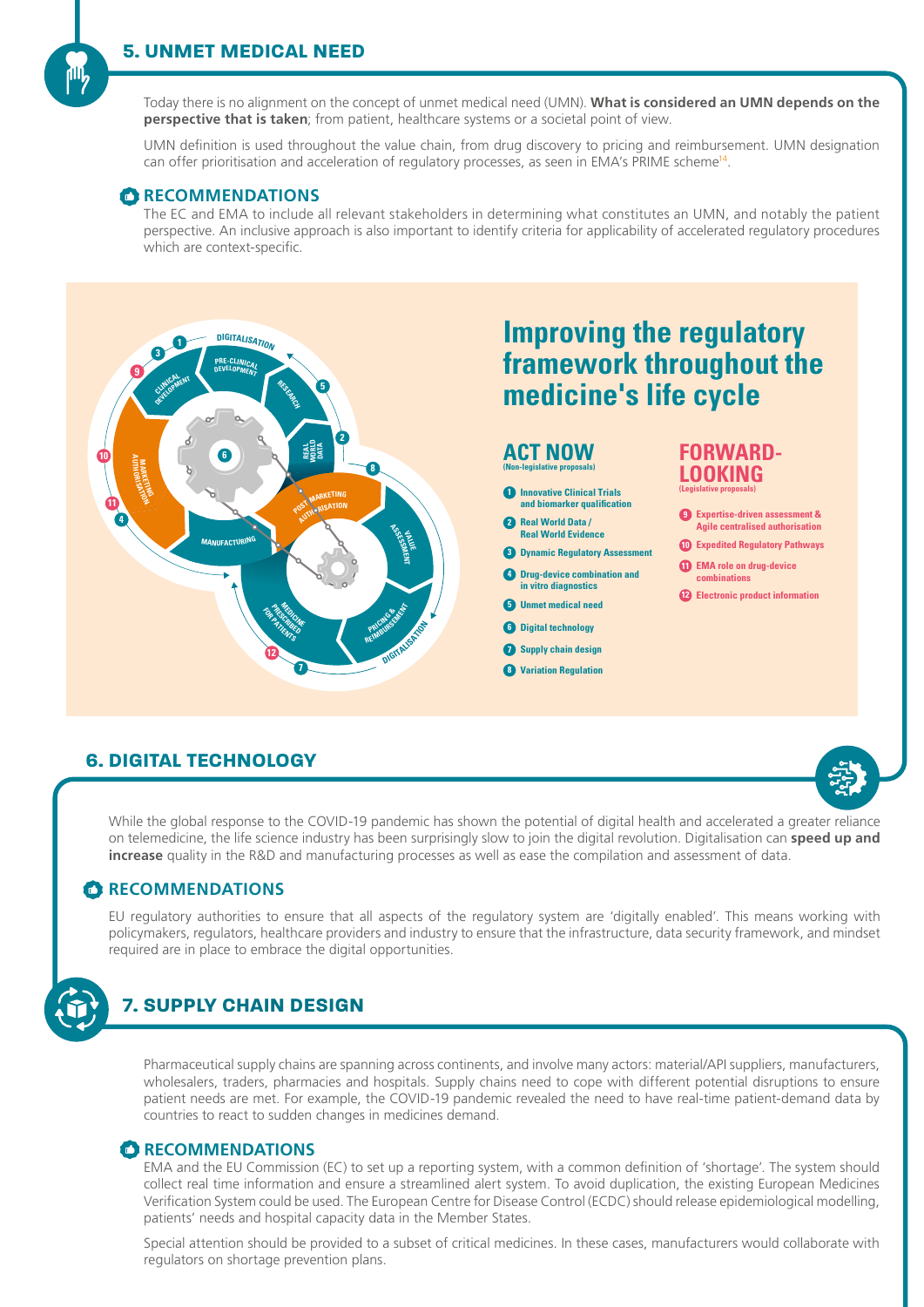## 5. UNMET MEDICAL NEED

Today there is no alignment on the concept of unmet medical need (UMN). **What is considered an UMN depends on the perspective that is taken**; from patient, healthcare systems or a societal point of view.

UMN definition is used throughout the value chain, from drug discovery to pricing and reimbursement. UMN designation can offer prioritisation and acceleration of regulatory processes, as seen in EMA's PRIME scheme[14].

### RECOMMENDATIONS

The EC and EMA to include all relevant stakeholders in determining what constitutes an UMN, and notably the patient perspective. An inclusive approach is also important to identify criteria for applicability of accelerated regulatory procedures which are context-specific.

## Improving the regulatory framework throughout the medicine's life cycle

### ACT NOW
(Non-legislative proposals)

1. Innovative Clinical Trials and biomarker qualification
2. Real World Data / Real World Evidence
3. Dynamic Regulatory Assessment
4. Drug-device combination and in vitro diagnostics
5. Unmet medical need
6. Digital technology
7. Supply chain design
8. Variation Regulation

### FORWARD-LOOKING
(Legislative proposals)

9. Expertise-driven assessment & Agile centralised authorisation
10. Expedited Regulatory Pathways
11. EMA role on drug-device combinations
12. Electronic product information

## 6. DIGITAL TECHNOLOGY

While the global response to the COVID-19 pandemic has shown the potential of digital health and accelerated a greater reliance on telemedicine, the life science industry has been surprisingly slow to join the digital revolution. Digitalisation can **speed up and increase** quality in the R&D and manufacturing processes as well as ease the compilation and assessment of data.

### RECOMMENDATIONS

EU regulatory authorities to ensure that all aspects of the regulatory system are 'digitally enabled'. This means working with policymakers, regulators, healthcare providers and industry to ensure that the infrastructure, data security framework, and mindset required are in place to embrace the digital opportunities.

## 7. SUPPLY CHAIN DESIGN

Pharmaceutical supply chains are spanning across continents, and involve many actors: material/API suppliers, manufacturers, wholesalers, traders, pharmacies and hospitals. Supply chains need to cope with different potential disruptions to ensure patient needs are met. For example, the COVID-19 pandemic revealed the need to have real-time patient-demand data by countries to react to sudden changes in medicines demand.

### RECOMMENDATIONS

EMA and the EU Commission (EC) to set up a reporting system, with a common definition of 'shortage'. The system should collect real time information and ensure a streamlined alert system. To avoid duplication, the existing European Medicines Verification System could be used. The European Centre for Disease Control (ECDC) should release epidemiological modelling, patients' needs and hospital capacity data in the Member States.

Special attention should be provided to a subset of critical medicines. In these cases, manufacturers would collaborate with regulators on shortage prevention plans.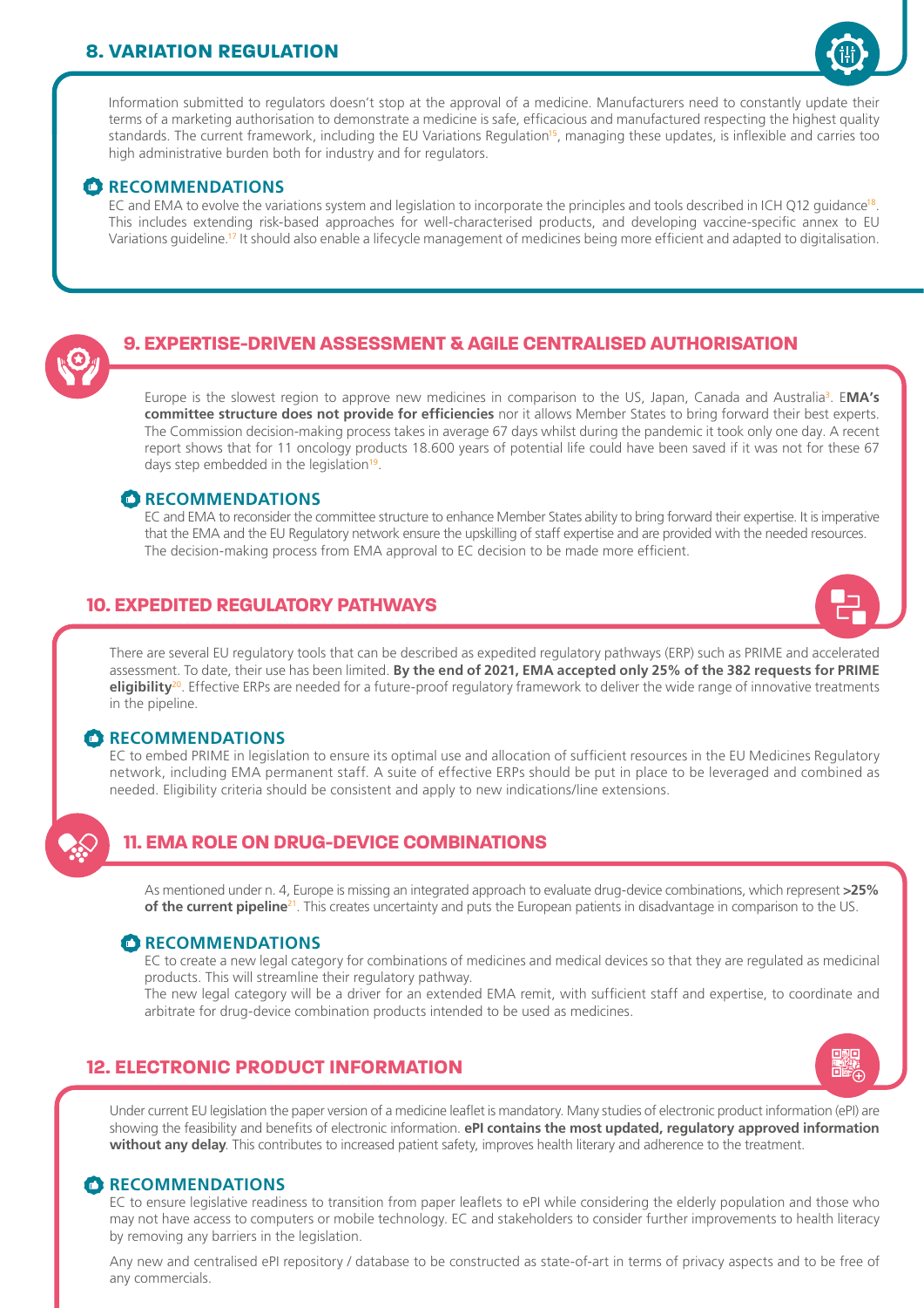## 8. VARIATION REGULATION

Information submitted to regulators doesn't stop at the approval of a medicine. Manufacturers need to constantly update their terms of a marketing authorisation to demonstrate a medicine is safe, efficacious and manufactured respecting the highest quality standards. The current framework, including the EU Variations Regulation[15], managing these updates, is inflexible and carries too high administrative burden both for industry and for regulators.

### RECOMMENDATIONS

EC and EMA to evolve the variations system and legislation to incorporate the principles and tools described in ICH Q12 guidance[18]. This includes extending risk-based approaches for well-characterised products, and developing vaccine-specific annex to EU Variations guideline.[17] It should also enable a lifecycle management of medicines being more efficient and adapted to digitalisation.

## 9. EXPERTISE-DRIVEN ASSESSMENT & AGILE CENTRALISED AUTHORISATION

Europe is the slowest region to approve new medicines in comparison to the US, Japan, Canada and Australia[3]. E**MA's committee structure does not provide for efficiencies** nor it allows Member States to bring forward their best experts. The Commission decision-making process takes in average 67 days whilst during the pandemic it took only one day. A recent report shows that for 11 oncology products 18.600 years of potential life could have been saved if it was not for these 67 days step embedded in the legislation[19].

### RECOMMENDATIONS

EC and EMA to reconsider the committee structure to enhance Member States ability to bring forward their expertise. It is imperative that the EMA and the EU Regulatory network ensure the upskilling of staff expertise and are provided with the needed resources. The decision-making process from EMA approval to EC decision to be made more efficient.

## 10. EXPEDITED REGULATORY PATHWAYS

There are several EU regulatory tools that can be described as expedited regulatory pathways (ERP) such as PRIME and accelerated assessment. To date, their use has been limited. **By the end of 2021, EMA accepted only 25% of the 382 requests for PRIME eligibility**[20]. Effective ERPs are needed for a future-proof regulatory framework to deliver the wide range of innovative treatments in the pipeline.

### RECOMMENDATIONS

EC to embed PRIME in legislation to ensure its optimal use and allocation of sufficient resources in the EU Medicines Regulatory network, including EMA permanent staff. A suite of effective ERPs should be put in place to be leveraged and combined as needed. Eligibility criteria should be consistent and apply to new indications/line extensions.

## 11. EMA ROLE ON DRUG-DEVICE COMBINATIONS

As mentioned under n. 4, Europe is missing an integrated approach to evaluate drug-device combinations, which represent **>25% of the current pipeline**[21]. This creates uncertainty and puts the European patients in disadvantage in comparison to the US.

### RECOMMENDATIONS

EC to create a new legal category for combinations of medicines and medical devices so that they are regulated as medicinal products. This will streamline their regulatory pathway.

The new legal category will be a driver for an extended EMA remit, with sufficient staff and expertise, to coordinate and arbitrate for drug-device combination products intended to be used as medicines.

## 12. ELECTRONIC PRODUCT INFORMATION

Under current EU legislation the paper version of a medicine leaflet is mandatory. Many studies of electronic product information (ePI) are showing the feasibility and benefits of electronic information. **ePI contains the most updated, regulatory approved information without any delay**. This contributes to increased patient safety, improves health literary and adherence to the treatment.

### RECOMMENDATIONS

EC to ensure legislative readiness to transition from paper leaflets to ePI while considering the elderly population and those who may not have access to computers or mobile technology. EC and stakeholders to consider further improvements to health literacy by removing any barriers in the legislation.

Any new and centralised ePI repository / database to be constructed as state-of-art in terms of privacy aspects and to be free of any commercials.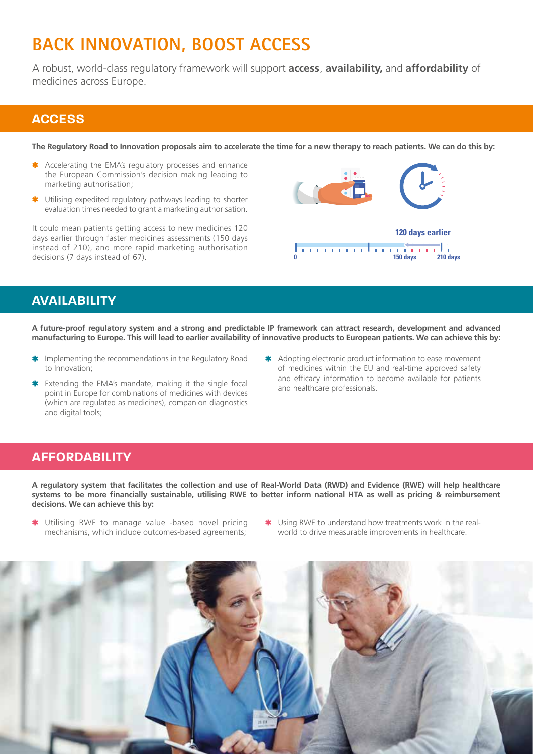# BACK INNOVATION, BOOST ACCESS

A robust, world-class regulatory framework will support **access**, **availability,** and **affordability** of medicines across Europe.

## ACCESS

**The Regulatory Road to Innovation proposals aim to accelerate the time for a new therapy to reach patients. We can do this by:**

- Accelerating the EMA's regulatory processes and enhance the European Commission's decision making leading to marketing authorisation;
- Utilising expedited regulatory pathways leading to shorter evaluation times needed to grant a marketing authorisation.

It could mean patients getting access to new medicines 120 days earlier through faster medicines assessments (150 days instead of 210), and more rapid marketing authorisation decisions (7 days instead of 67).

120 days earlier

0 150 days 210 days

## AVAILABILITY

**A future-proof regulatory system and a strong and predictable IP framework can attract research, development and advanced manufacturing to Europe. This will lead to earlier availability of innovative products to European patients. We can achieve this by:**

- Implementing the recommendations in the Regulatory Road to Innovation;
- Extending the EMA's mandate, making it the single focal point in Europe for combinations of medicines with devices (which are regulated as medicines), companion diagnostics and digital tools;
- Adopting electronic product information to ease movement of medicines within the EU and real-time approved safety and efficacy information to become available for patients and healthcare professionals.

## AFFORDABILITY

**A regulatory system that facilitates the collection and use of Real-World Data (RWD) and Evidence (RWE) will help healthcare systems to be more financially sustainable, utilising RWE to better inform national HTA as well as pricing & reimbursement decisions. We can achieve this by:**

- Utilising RWE to manage value -based novel pricing mechanisms, which include outcomes-based agreements;
- Using RWE to understand how treatments work in the real-world to drive measurable improvements in healthcare.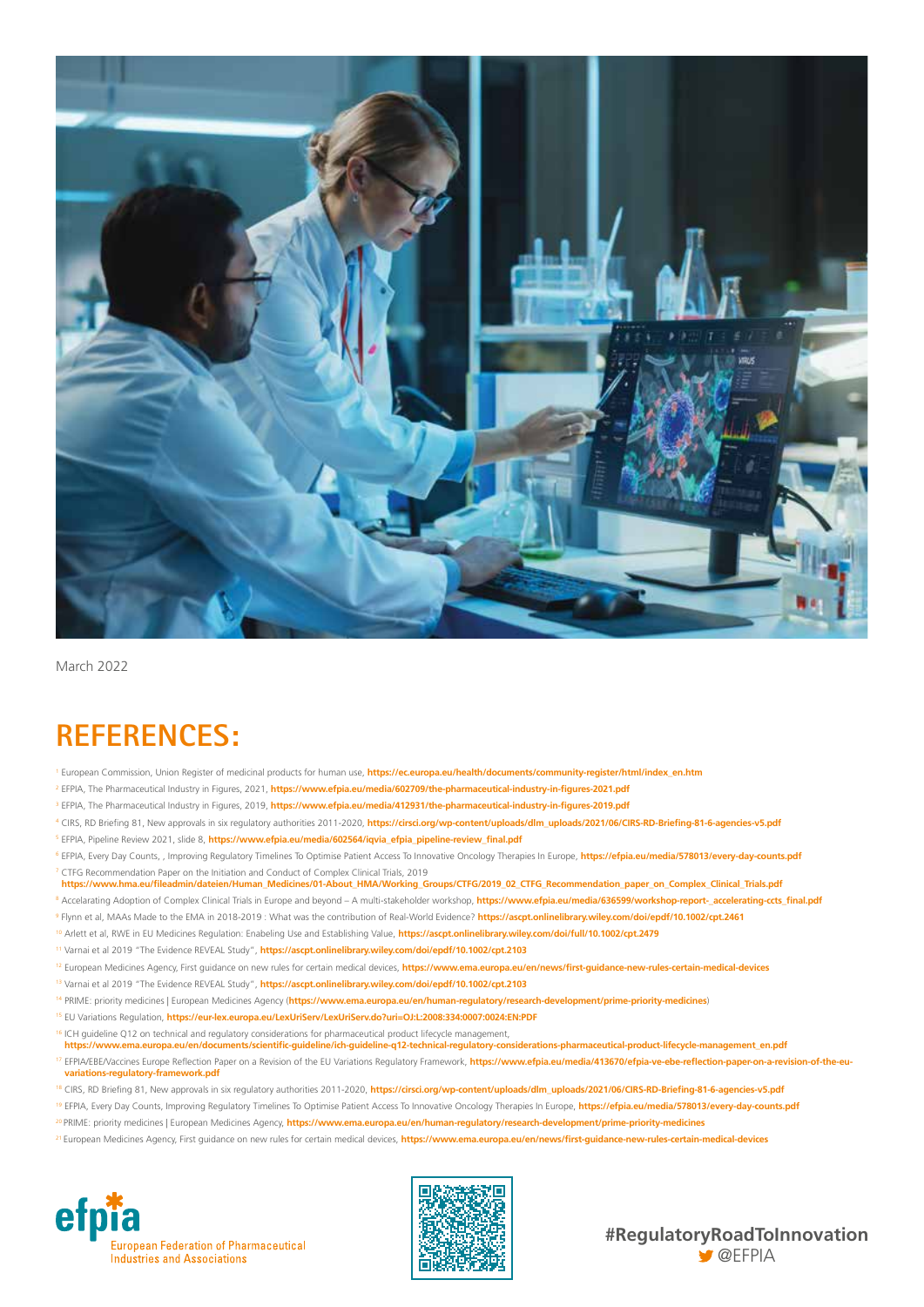March 2022

## REFERENCES:

[1] European Commission, Union Register of medicinal products for human use, **https://ec.europa.eu/health/documents/community-register/html/index_en.htm**

[2] EFPIA, The Pharmaceutical Industry in Figures, 2021, **https://www.efpia.eu/media/602709/the-pharmaceutical-industry-in-figures-2021.pdf**

[3] EFPIA, The Pharmaceutical Industry in Figures, 2019, **https://www.efpia.eu/media/412931/the-pharmaceutical-industry-in-figures-2019.pdf**

[4] CIRS, RD Briefing 81, New approvals in six regulatory authorities 2011-2020, **https://cirsci.org/wp-content/uploads/dlm_uploads/2021/06/CIRS-RD-Briefing-81-6-agencies-v5.pdf**

[5] EFPIA, Pipeline Review 2021, slide 8, **https://www.efpia.eu/media/602564/iqvia_efpia_pipeline-review_final.pdf**

[6] EFPIA, Every Day Counts, , Improving Regulatory Timelines To Optimise Patient Access To Innovative Oncology Therapies In Europe, **https://efpia.eu/media/578013/every-day-counts.pdf**

[7] CTFG Recommendation Paper on the Initiation and Conduct of Complex Clinical Trials, 2019 **https://www.hma.eu/fileadmin/dateien/Human_Medicines/01-About_HMA/Working_Groups/CTFG/2019_02_CTFG_Recommendation_paper_on_Complex_Clinical_Trials.pdf**

[8] Accelarating Adoption of Complex Clinical Trials in Europe and beyond – A multi-stakeholder workshop, **https://www.efpia.eu/media/636599/workshop-report-_accelerating-ccts_final.pdf**

[9] Flynn et al, MAAs Made to the EMA in 2018-2019 : What was the contribution of Real-World Evidence? **https://ascpt.onlinelibrary.wiley.com/doi/epdf/10.1002/cpt.2461**

[10] Arlett et al, RWE in EU Medicines Regulation: Enabeling Use and Establishing Value, **https://ascpt.onlinelibrary.wiley.com/doi/full/10.1002/cpt.2479**

[11] Varnai et al 2019 "The Evidence REVEAL Study", **https://ascpt.onlinelibrary.wiley.com/doi/epdf/10.1002/cpt.2103**

[12] European Medicines Agency, First guidance on new rules for certain medical devices, **https://www.ema.europa.eu/en/news/first-guidance-new-rules-certain-medical-devices**

[13] Varnai et al 2019 "The Evidence REVEAL Study", **https://ascpt.onlinelibrary.wiley.com/doi/epdf/10.1002/cpt.2103**

[14] PRIME: priority medicines | European Medicines Agency (**https://www.ema.europa.eu/en/human-regulatory/research-development/prime-priority-medicines**)

[15] EU Variations Regulation, **https://eur-lex.europa.eu/LexUriServ/LexUriServ.do?uri=OJ:L:2008:334:0007:0024:EN:PDF**

[16] ICH guideline Q12 on technical and regulatory considerations for pharmaceutical product lifecycle management, **https://www.ema.europa.eu/en/documents/scientific-guideline/ich-guideline-q12-technical-regulatory-considerations-pharmaceutical-product-lifecycle-management_en.pdf**

[17] EFPIA/EBE/Vaccines Europe Reflection Paper on a Revision of the EU Variations Regulatory Framework, **https://www.efpia.eu/media/413670/efpia-ve-ebe-reflection-paper-on-a-revision-of-the-eu-variations-regulatory-framework.pdf**

[18] CIRS, RD Briefing 81, New approvals in six regulatory authorities 2011-2020, **https://cirsci.org/wp-content/uploads/dlm_uploads/2021/06/CIRS-RD-Briefing-81-6-agencies-v5.pdf**

[19] EFPIA, Every Day Counts, Improving Regulatory Timelines To Optimise Patient Access To Innovative Oncology Therapies In Europe, **https://efpia.eu/media/578013/every-day-counts.pdf**

[20] PRIME: priority medicines | European Medicines Agency, **https://www.ema.europa.eu/en/human-regulatory/research-development/prime-priority-medicines**

[21] European Medicines Agency, First guidance on new rules for certain medical devices, **https://www.ema.europa.eu/en/news/first-guidance-new-rules-certain-medical-devices**

efpia
European Federation of Pharmaceutical Industries and Associations

**#RegulatoryRoadToInnovation**
@EFPIA